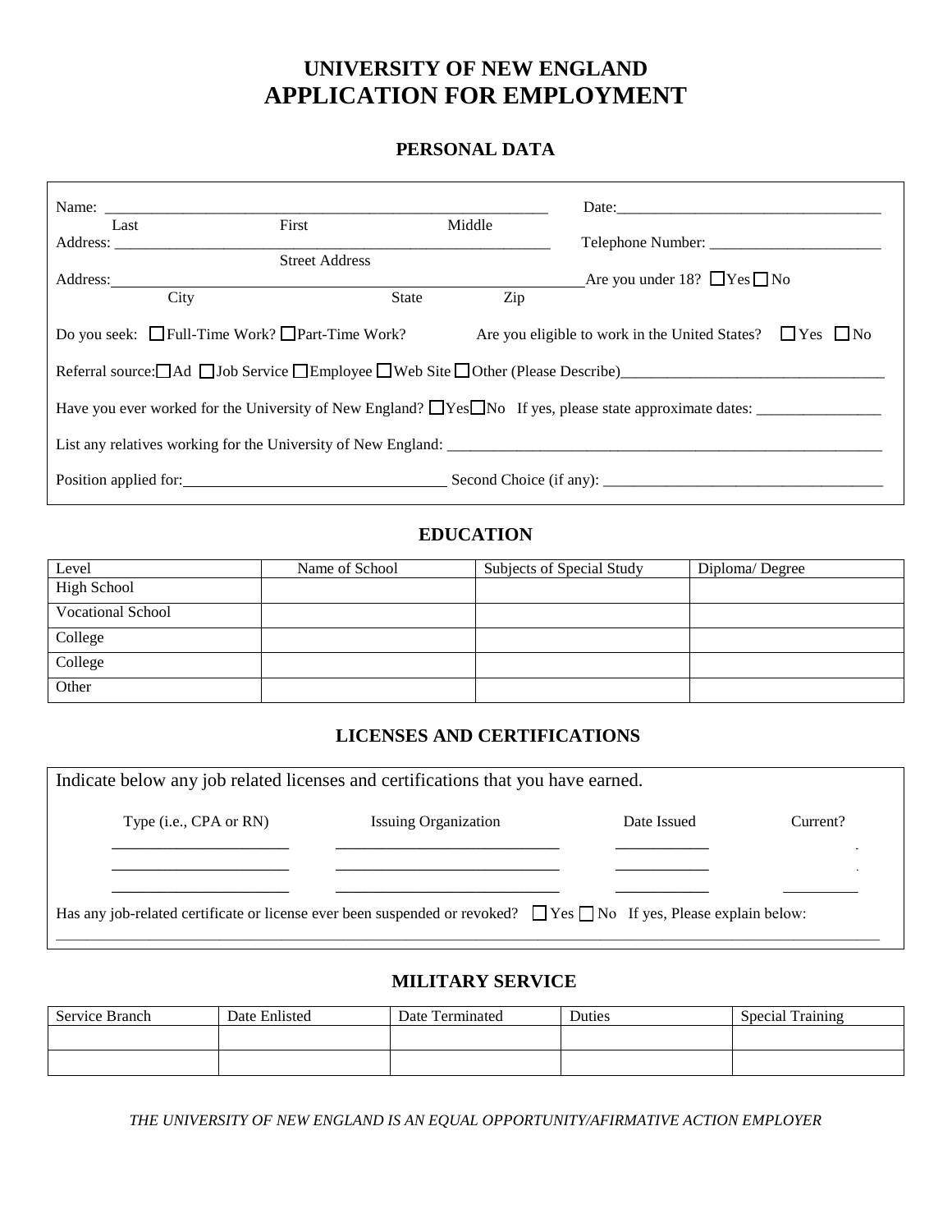# UNIVERSITY OF NEW ENGLAND
# APPLICATION FOR EMPLOYMENT

## PERSONAL DATA

Name: ____________________________________________________ Date: ________________________________
Last First Middle

Address: ____________________________________________________ Telephone Number: ______________________
Street Address

Address: ____________________________________________________ Are you under 18? ☐ Yes ☐ No
City State Zip

Do you seek: ☐ Full-Time Work? ☐ Part-Time Work? Are you eligible to work in the United States? ☐ Yes ☐ No

Referral source: ☐ Ad ☐ Job Service ☐ Employee ☐ Web Site ☐ Other (Please Describe)________________________________

Have you ever worked for the University of New England? ☐ Yes ☐ No If yes, please state approximate dates: ________________

List any relatives working for the University of New England: ____________________________________________________________

Position applied for: __________________________________ Second Choice (if any): ____________________________________

## EDUCATION

| Level | Name of School | Subjects of Special Study | Diploma/ Degree |
|---|---|---|---|
| High School | | | |
| Vocational School | | | |
| College | | | |
| College | | | |
| Other | | | |

## LICENSES AND CERTIFICATIONS

Indicate below any job related licenses and certifications that you have earned.

| Type (i.e., CPA or RN) | Issuing Organization | Date Issued | Current? |
|---|---|---|---|
| | | | |
| | | | |
| | | | |

Has any job-related certificate or license ever been suspended or revoked? ☐ Yes ☐ No If yes, Please explain below:

______________________________________________________________________________________________________

## MILITARY SERVICE

| Service Branch | Date Enlisted | Date Terminated | Duties | Special Training |
|---|---|---|---|---|
| | | | | |
| | | | | |

*THE UNIVERSITY OF NEW ENGLAND IS AN EQUAL OPPORTUNITY/AFIRMATIVE ACTION EMPLOYER*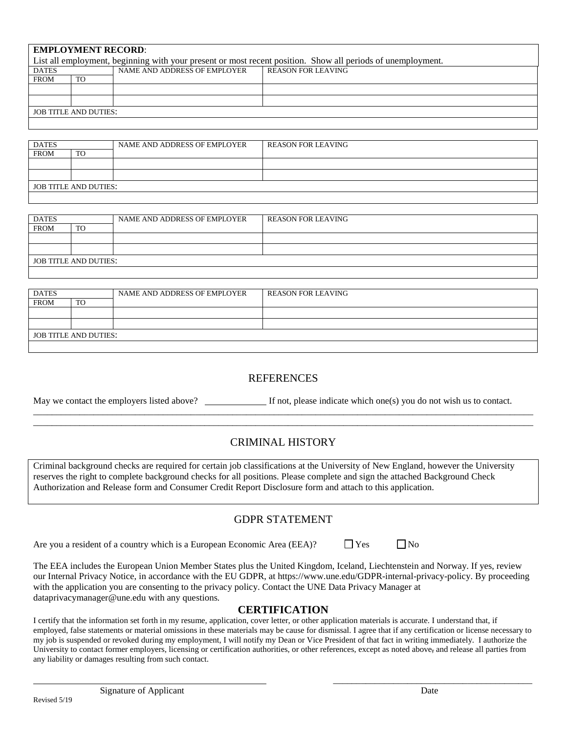**EMPLOYMENT RECORD**:

List all employment, beginning with your present or most recent position. Show all periods of unemployment.

| DATES | | NAME AND ADDRESS OF EMPLOYER | REASON FOR LEAVING |
|---|---|---|---|
| FROM | TO | | |
| | | | |
| | | | |
| JOB TITLE AND DUTIES: | | | |
| | | | |

| DATES | | NAME AND ADDRESS OF EMPLOYER | REASON FOR LEAVING |
|---|---|---|---|
| FROM | TO | | |
| | | | |
| | | | |
| JOB TITLE AND DUTIES: | | | |
| | | | |

| DATES | | NAME AND ADDRESS OF EMPLOYER | REASON FOR LEAVING |
|---|---|---|---|
| FROM | TO | | |
| | | | |
| | | | |
| JOB TITLE AND DUTIES: | | | |
| | | | |

| DATES | | NAME AND ADDRESS OF EMPLOYER | REASON FOR LEAVING |
|---|---|---|---|
| FROM | TO | | |
| | | | |
| | | | |
| JOB TITLE AND DUTIES: | | | |
| | | | |

## REFERENCES

May we contact the employers listed above? _____________ If not, please indicate which one(s) you do not wish us to contact.

_______________________________________________________________________________________________________

_______________________________________________________________________________________________________

## CRIMINAL HISTORY

Criminal background checks are required for certain job classifications at the University of New England, however the University reserves the right to complete background checks for all positions. Please complete and sign the attached Background Check Authorization and Release form and Consumer Credit Report Disclosure form and attach to this application.

## GDPR STATEMENT

Are you a resident of a country which is a European Economic Area (EEA)? ☐ Yes ☐ No

The EEA includes the European Union Member States plus the United Kingdom, Iceland, Liechtenstein and Norway. If yes, review our Internal Privacy Notice, in accordance with the EU GDPR, at https://www.une.edu/GDPR-internal-privacy-policy. By proceeding with the application you are consenting to the privacy policy. Contact the UNE Data Privacy Manager at dataprivacymanager@une.edu with any questions.

## CERTIFICATION

I certify that the information set forth in my resume, application, cover letter, or other application materials is accurate. I understand that, if employed, false statements or material omissions in these materials may be cause for dismissal. I agree that if any certification or license necessary to my job is suspended or revoked during my employment, I will notify my Dean or Vice President of that fact in writing immediately. I authorize the University to contact former employers, licensing or certification authorities, or other references, except as noted above, and release all parties from any liability or damages resulting from such contact.

_______________________________________________ _______________________________________________

Signature of Applicant Date

Revised 5/19